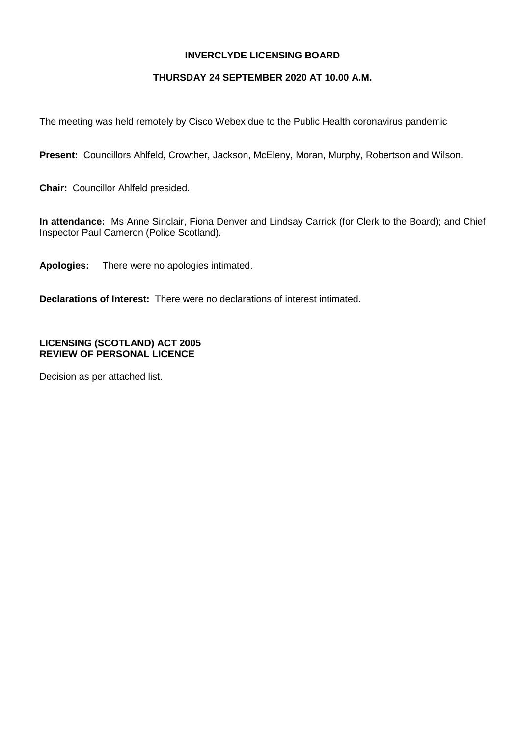**INVERCLYDE LICENSING BOARD**

**THURSDAY 24 SEPTEMBER 2020 AT 10.00 A.M.**

The meeting was held remotely by Cisco Webex due to the Public Health coronavirus pandemic

**Present:** Councillors Ahlfeld, Crowther, Jackson, McEleny, Moran, Murphy, Robertson and Wilson.

**Chair:** Councillor Ahlfeld presided.

**In attendance:** Ms Anne Sinclair, Fiona Denver and Lindsay Carrick (for Clerk to the Board); and Chief Inspector Paul Cameron (Police Scotland).

**Apologies:** There were no apologies intimated.

**Declarations of Interest:** There were no declarations of interest intimated.

**LICENSING (SCOTLAND) ACT 2005**
**REVIEW OF PERSONAL LICENCE**

Decision as per attached list.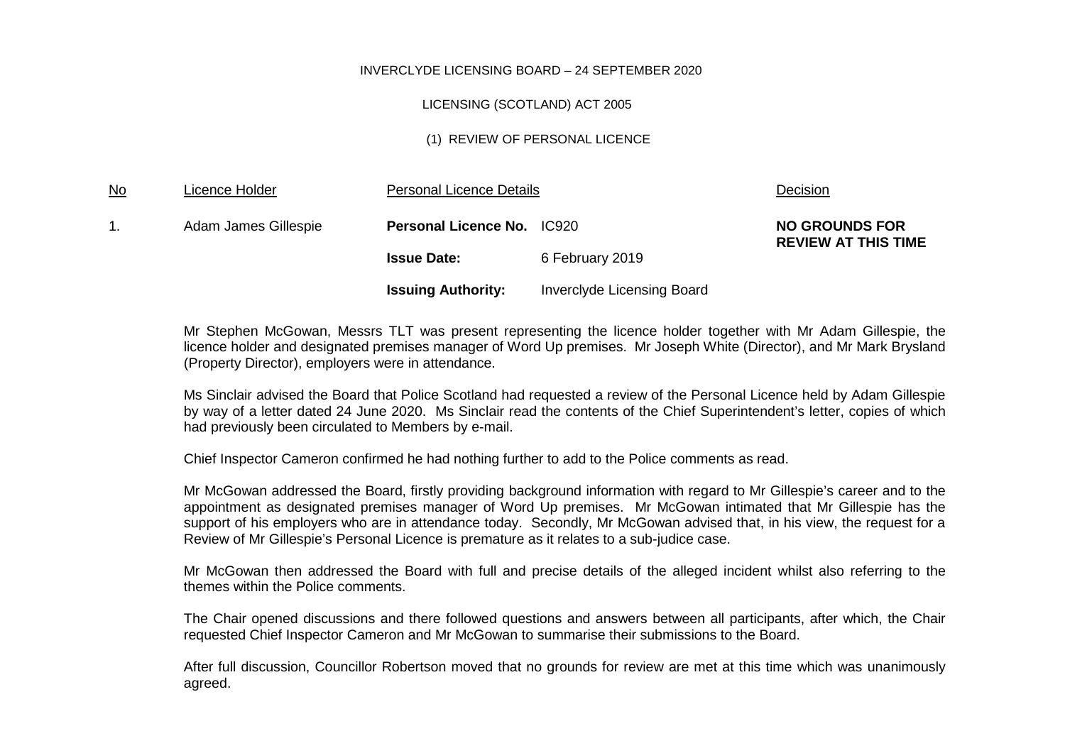INVERCLYDE LICENSING BOARD – 24 SEPTEMBER 2020

LICENSING (SCOTLAND) ACT 2005

(1) REVIEW OF PERSONAL LICENCE

| No | Licence Holder | Personal Licence Details | | Decision |
|---|---|---|---|---|
| 1. | Adam James Gillespie | **Personal Licence No.** | IC920 | **NO GROUNDS FOR REVIEW AT THIS TIME** |
| | | **Issue Date:** | 6 February 2019 | |
| | | **Issuing Authority:** | Inverclyde Licensing Board | |

Mr Stephen McGowan, Messrs TLT was present representing the licence holder together with Mr Adam Gillespie, the licence holder and designated premises manager of Word Up premises. Mr Joseph White (Director), and Mr Mark Brysland (Property Director), employers were in attendance.

Ms Sinclair advised the Board that Police Scotland had requested a review of the Personal Licence held by Adam Gillespie by way of a letter dated 24 June 2020. Ms Sinclair read the contents of the Chief Superintendent's letter, copies of which had previously been circulated to Members by e-mail.

Chief Inspector Cameron confirmed he had nothing further to add to the Police comments as read.

Mr McGowan addressed the Board, firstly providing background information with regard to Mr Gillespie's career and to the appointment as designated premises manager of Word Up premises. Mr McGowan intimated that Mr Gillespie has the support of his employers who are in attendance today. Secondly, Mr McGowan advised that, in his view, the request for a Review of Mr Gillespie's Personal Licence is premature as it relates to a sub-judice case.

Mr McGowan then addressed the Board with full and precise details of the alleged incident whilst also referring to the themes within the Police comments.

The Chair opened discussions and there followed questions and answers between all participants, after which, the Chair requested Chief Inspector Cameron and Mr McGowan to summarise their submissions to the Board.

After full discussion, Councillor Robertson moved that no grounds for review are met at this time which was unanimously agreed.